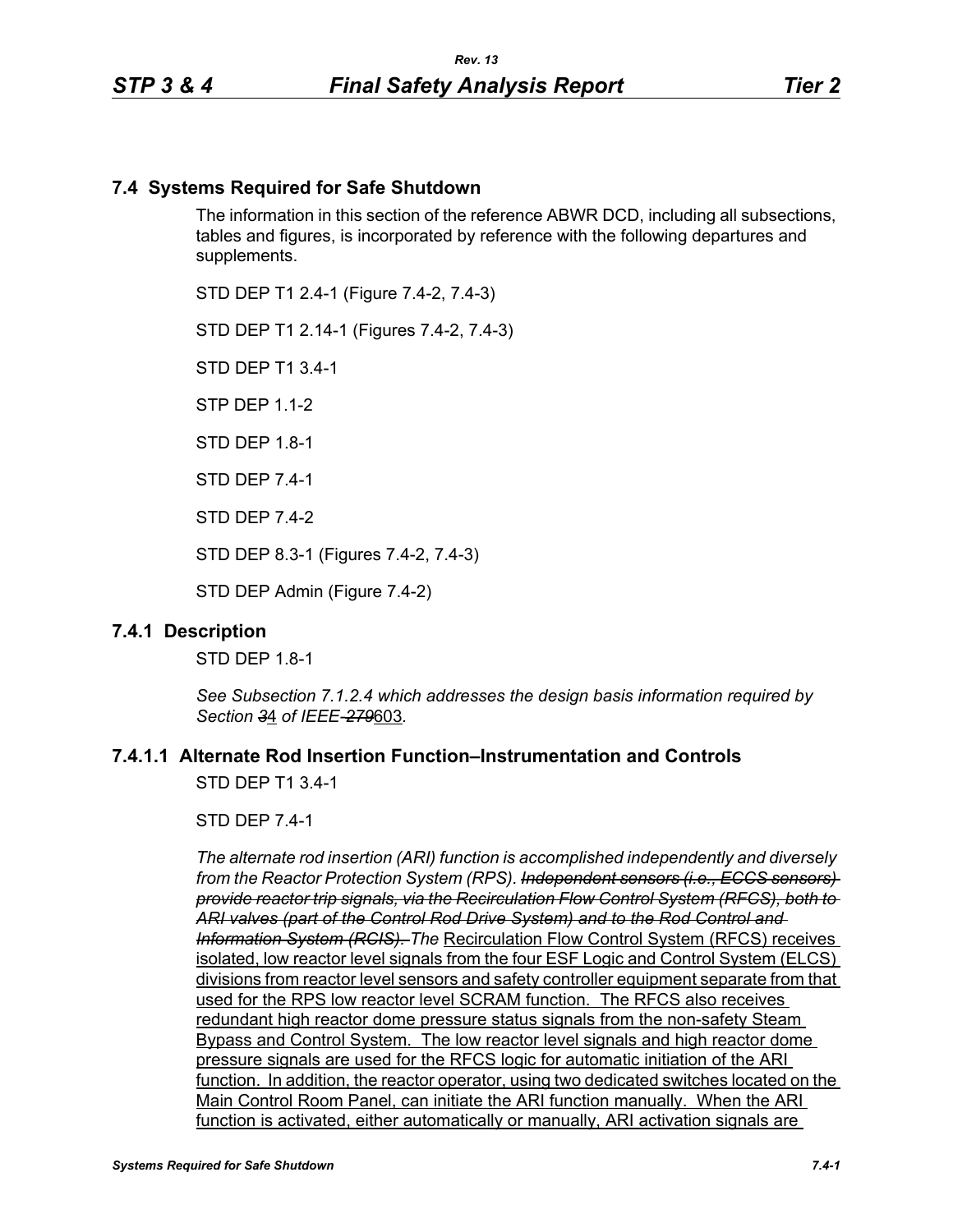## 7.4 Systems Required for Safe Shutdown

The information in this section of the reference ABWR DCD, including all subsections, tables and figures, is incorporated by reference with the following departures and supplements.

STD DEP T1 2.4-1 (Figure 7.4-2, 7.4-3)

STD DEP T1 2.14-1 (Figures 7.4-2, 7.4-3)

STD DEP T1 3.4-1

STP DEP 1.1-2

STD DEP 1.8-1

STD DEP 7.4-1

STD DEP 7.4-2

STD DEP 8.3-1 (Figures 7.4-2, 7.4-3)

STD DEP Admin (Figure 7.4-2)

### 7.4.1 Description

STD DEP 1.8-1

*See Subsection 7.1.2.4 which addresses the design basis information required by Section ~~3~~*<u>4</u> *of IEEE ~~279~~*<u>603</u>.

### 7.4.1.1 Alternate Rod Insertion Function–Instrumentation and Controls

STD DEP T1 3.4-1

STD DEP 7.4-1

*The alternate rod insertion (ARI) function is accomplished independently and diversely from the Reactor Protection System (RPS). ~~Independent sensors (i.e., ECCS sensors) provide reactor trip signals, via the Recirculation Flow Control System (RFCS), both to ARI valves (part of the Control Rod Drive System) and to the Rod Control and Information System (RCIS).~~ The* <u>Recirculation Flow Control System (RFCS) receives isolated, low reactor level signals from the four ESF Logic and Control System (ELCS) divisions from reactor level sensors and safety controller equipment separate from that used for the RPS low reactor level SCRAM function. The RFCS also receives redundant high reactor dome pressure status signals from the non-safety Steam Bypass and Control System. The low reactor level signals and high reactor dome pressure signals are used for the RFCS logic for automatic initiation of the ARI function. In addition, the reactor operator, using two dedicated switches located on the Main Control Room Panel, can initiate the ARI function manually. When the ARI function is activated, either automatically or manually, ARI activation signals are</u>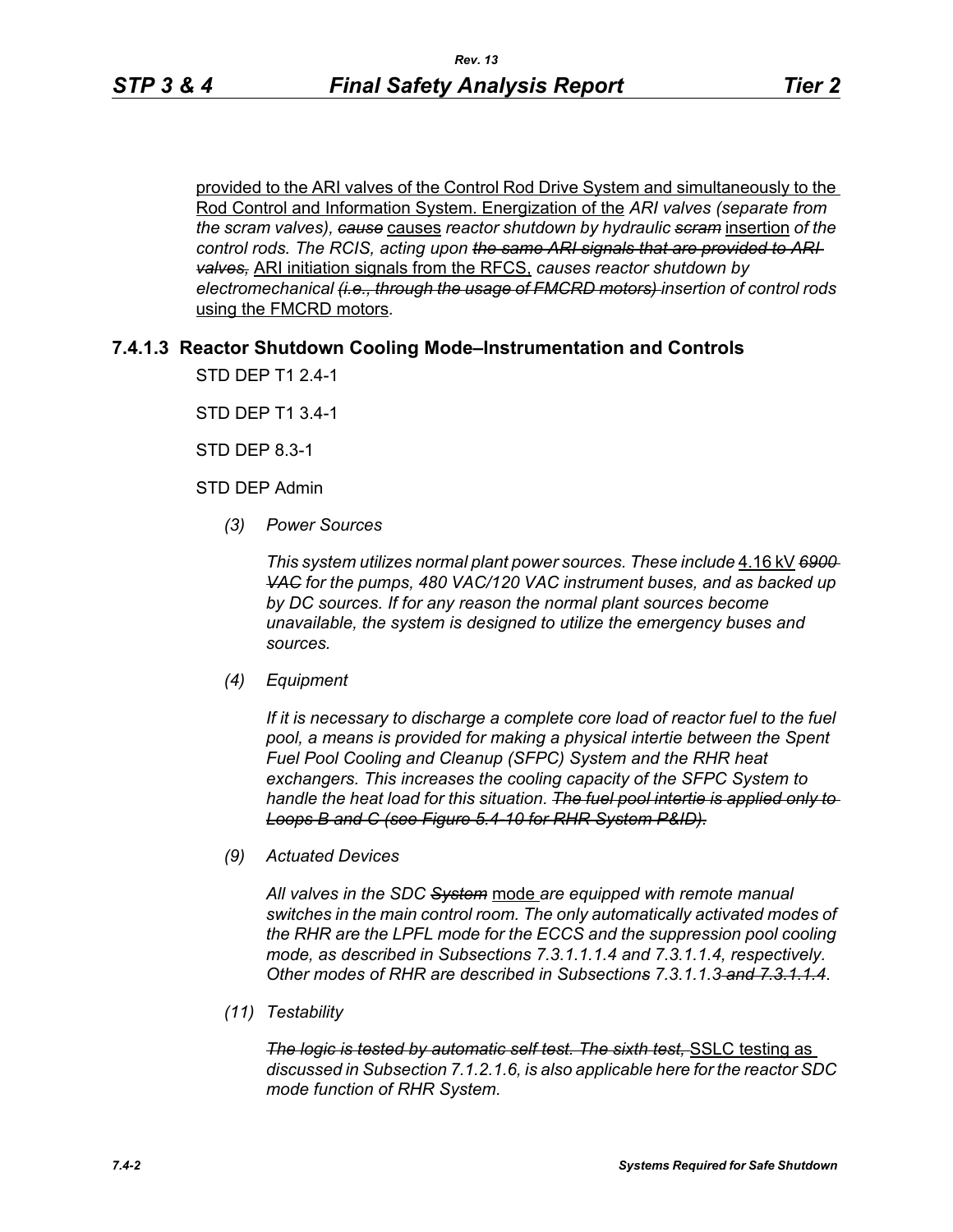provided to the ARI valves of the Control Rod Drive System and simultaneously to the Rod Control and Information System. Energization of the *ARI valves (separate from the scram valves),* ~~*cause*~~ causes *reactor shutdown by hydraulic* ~~*scram*~~ insertion *of the control rods. The RCIS, acting upon* ~~*the same ARI signals that are provided to ARI valves,*~~ ARI initiation signals from the RFCS, *causes reactor shutdown by electromechanical* ~~*(i.e., through the usage of FMCRD motors)*~~ *insertion of control rods* using the FMCRD motors*.*

### 7.4.1.3 Reactor Shutdown Cooling Mode–Instrumentation and Controls

STD DEP T1 2.4-1

STD DEP T1 3.4-1

STD DEP 8.3-1

STD DEP Admin

*(3) Power Sources*

*This system utilizes normal plant power sources. These include* 4.16 kV ~~*6900 VAC*~~ *for the pumps, 480 VAC/120 VAC instrument buses, and as backed up by DC sources. If for any reason the normal plant sources become unavailable, the system is designed to utilize the emergency buses and sources.*

*(4) Equipment*

*If it is necessary to discharge a complete core load of reactor fuel to the fuel pool, a means is provided for making a physical intertie between the Spent Fuel Pool Cooling and Cleanup (SFPC) System and the RHR heat exchangers. This increases the cooling capacity of the SFPC System to handle the heat load for this situation.* ~~*The fuel pool intertie is applied only to Loops B and C (see Figure 5.4-10 for RHR System P&ID).*~~

*(9) Actuated Devices*

*All valves in the SDC* ~~*System*~~ mode *are equipped with remote manual switches in the main control room. The only automatically activated modes of the RHR are the LPFL mode for the ECCS and the suppression pool cooling mode, as described in Subsections 7.3.1.1.1.4 and 7.3.1.1.4, respectively. Other modes of RHR are described in Subsection*~~*s*~~ *7.3.1.1.3* ~~*and 7.3.1.1.4*~~.

*(11) Testability*

~~*The logic is tested by automatic self test. The sixth test,*~~ SSLC testing as *discussed in Subsection 7.1.2.1.6, is also applicable here for the reactor SDC mode function of RHR System.*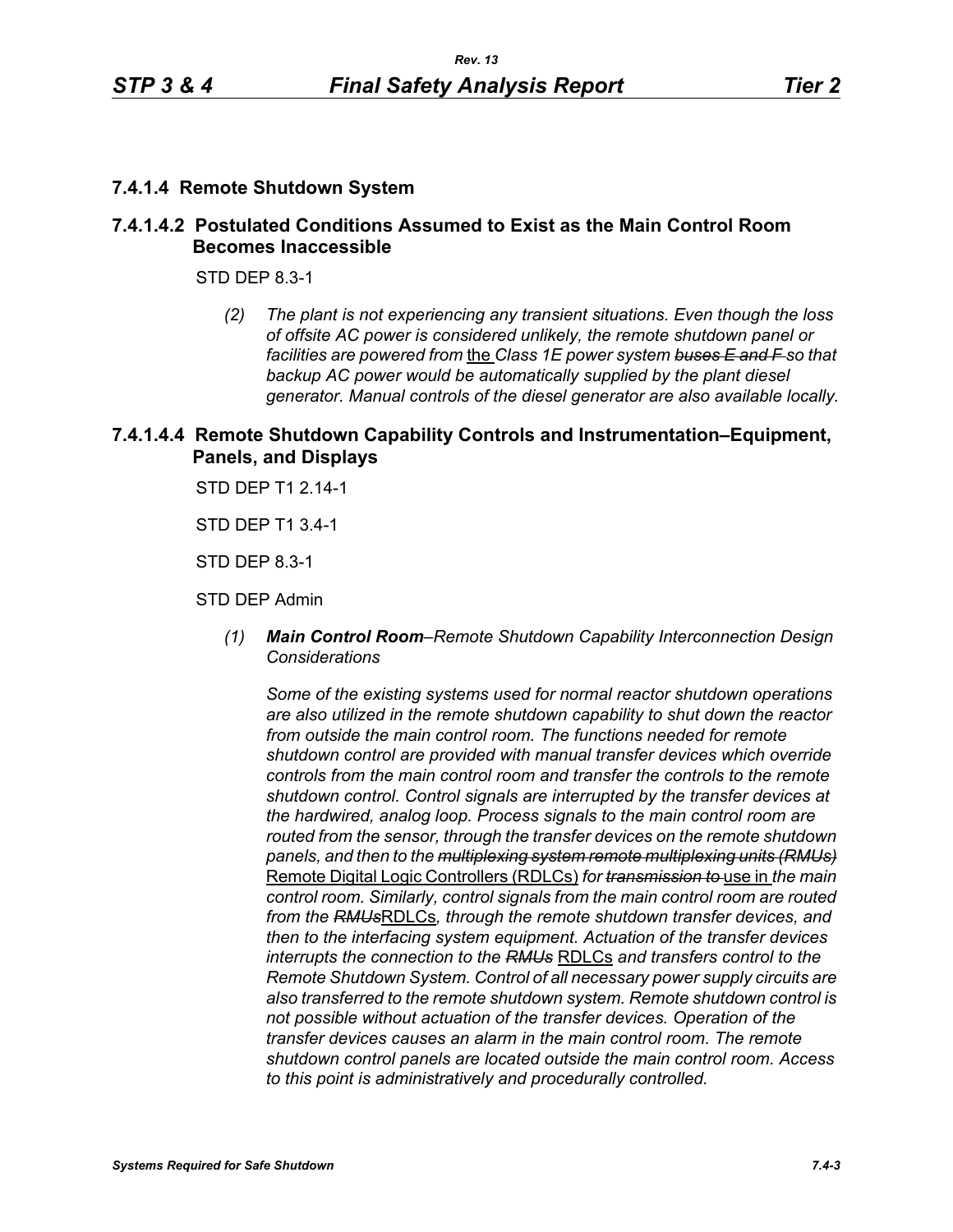### 7.4.1.4 Remote Shutdown System

### 7.4.1.4.2 Postulated Conditions Assumed to Exist as the Main Control Room Becomes Inaccessible

STD DEP 8.3-1

> *(2) The plant is not experiencing any transient situations. Even though the loss of offsite AC power is considered unlikely, the remote shutdown panel or facilities are powered from* the *Class 1E power system ~~buses E and F~~ so that backup AC power would be automatically supplied by the plant diesel generator. Manual controls of the diesel generator are also available locally.*

### 7.4.1.4.4 Remote Shutdown Capability Controls and Instrumentation–Equipment, Panels, and Displays

STD DEP T1 2.14-1

STD DEP T1 3.4-1

STD DEP 8.3-1

STD DEP Admin

> *(1) **Main Control Room**–Remote Shutdown Capability Interconnection Design Considerations*
>
> *Some of the existing systems used for normal reactor shutdown operations are also utilized in the remote shutdown capability to shut down the reactor from outside the main control room. The functions needed for remote shutdown control are provided with manual transfer devices which override controls from the main control room and transfer the controls to the remote shutdown control. Control signals are interrupted by the transfer devices at the hardwired, analog loop. Process signals to the main control room are routed from the sensor, through the transfer devices on the remote shutdown panels, and then to the ~~multiplexing system remote multiplexing units (RMUs)~~* Remote Digital Logic Controllers (RDLCs) *for ~~transmission to~~* use in *the main control room. Similarly, control signals from the main control room are routed from the ~~RMUs~~*RDLCs*, through the remote shutdown transfer devices, and then to the interfacing system equipment. Actuation of the transfer devices interrupts the connection to the ~~RMUs~~* RDLCs *and transfers control to the Remote Shutdown System. Control of all necessary power supply circuits are also transferred to the remote shutdown system. Remote shutdown control is not possible without actuation of the transfer devices. Operation of the transfer devices causes an alarm in the main control room. The remote shutdown control panels are located outside the main control room. Access to this point is administratively and procedurally controlled.*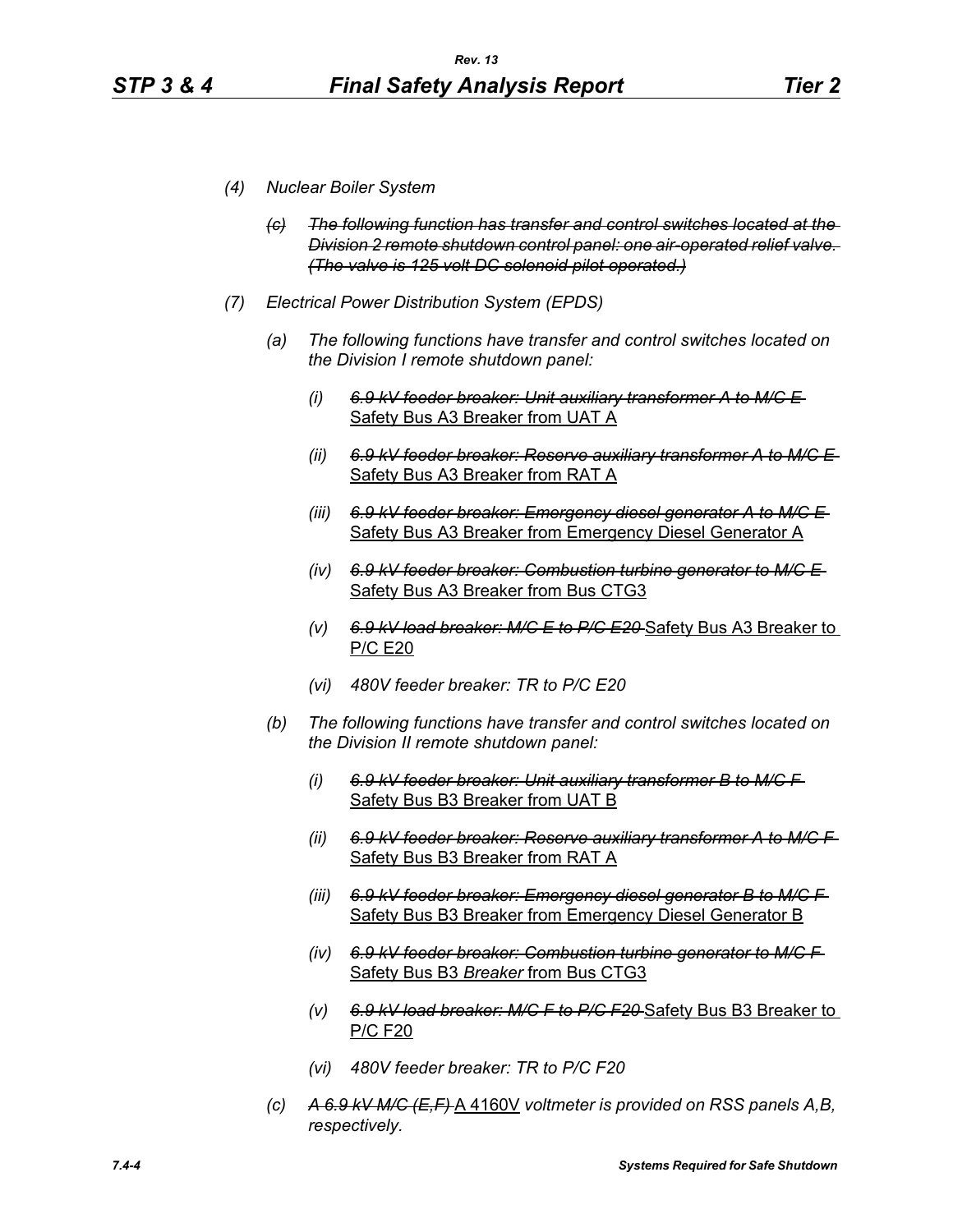*(4) Nuclear Boiler System*

*(c) ~~The following function has transfer and control switches located at the Division 2 remote shutdown control panel: one air-operated relief valve. (The valve is 125 volt DC solenoid pilot operated.)~~*

*(7) Electrical Power Distribution System (EPDS)*

*(a) The following functions have transfer and control switches located on the Division I remote shutdown panel:*

*(i) ~~6.9 kV feeder breaker: Unit auxiliary transformer A to M/C E~~* Safety Bus A3 Breaker from UAT A

*(ii) ~~6.9 kV feeder breaker: Reserve auxiliary transformer A to M/C E~~* Safety Bus A3 Breaker from RAT A

*(iii) ~~6.9 kV feeder breaker: Emergency diesel generator A to M/C E~~* Safety Bus A3 Breaker from Emergency Diesel Generator A

*(iv) ~~6.9 kV feeder breaker: Combustion turbine generator to M/C E~~* Safety Bus A3 Breaker from Bus CTG3

*(v) ~~6.9 kV load breaker: M/C E to P/C E20~~* Safety Bus A3 Breaker to P/C E20

*(vi) 480V feeder breaker: TR to P/C E20*

*(b) The following functions have transfer and control switches located on the Division II remote shutdown panel:*

*(i) ~~6.9 kV feeder breaker: Unit auxiliary transformer B to M/C F~~* Safety Bus B3 Breaker from UAT B

*(ii) ~~6.9 kV feeder breaker: Reserve auxiliary transformer A to M/C F~~* Safety Bus B3 Breaker from RAT A

*(iii) ~~6.9 kV feeder breaker: Emergency diesel generator B to M/C F~~* Safety Bus B3 Breaker from Emergency Diesel Generator B

*(iv) ~~6.9 kV feeder breaker: Combustion turbine generator to M/C F~~* Safety Bus B3 *Breaker* from Bus CTG3

*(v) ~~6.9 kV load breaker: M/C F to P/C F20~~* Safety Bus B3 Breaker to P/C F20

*(vi) 480V feeder breaker: TR to P/C F20*

*(c) ~~A 6.9 kV M/C (E,F)~~* A 4160V *voltmeter is provided on RSS panels A,B, respectively.*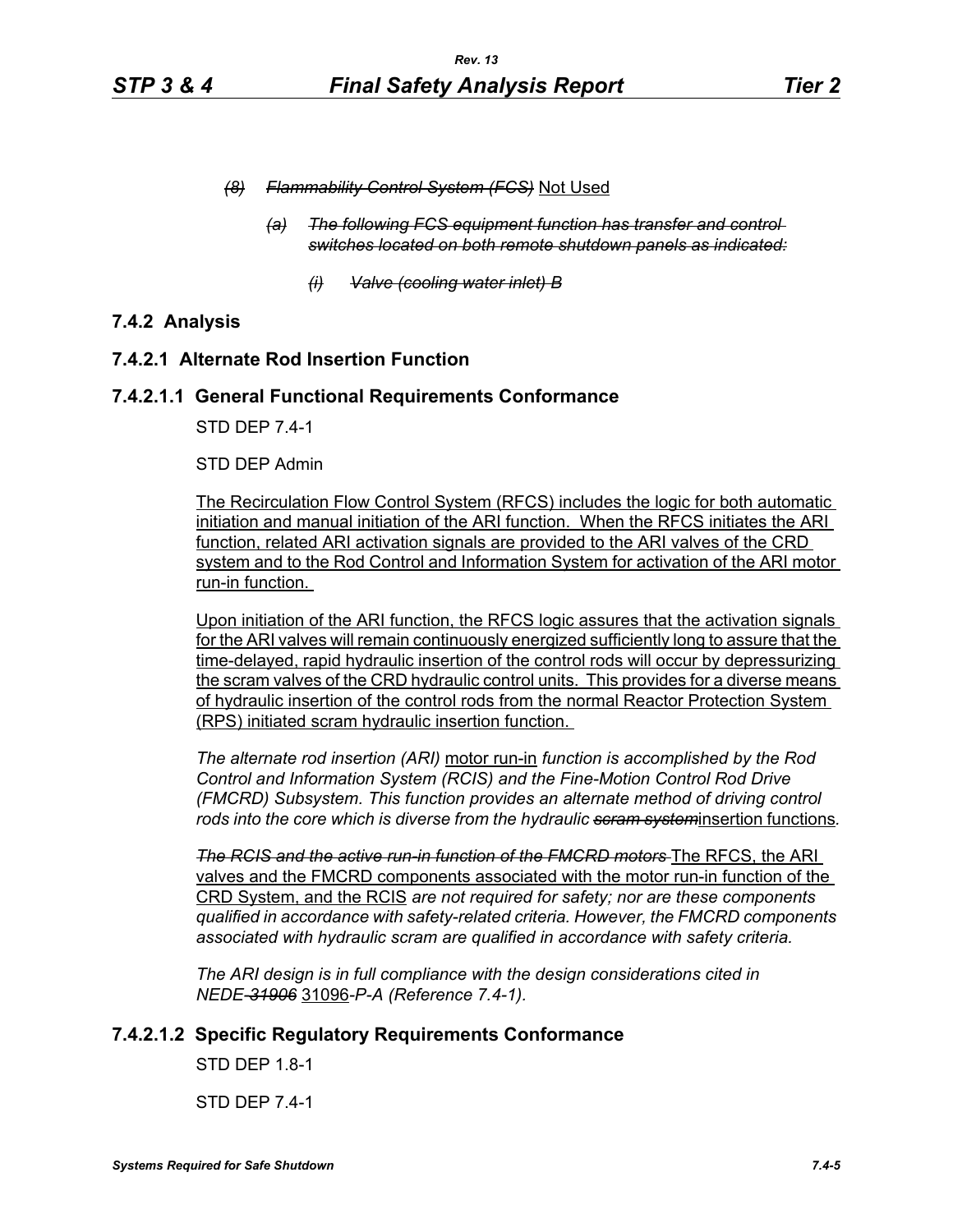*~~(8) Flammability Control System (FCS)~~* <u>Not Used</u>

*~~(a) The following FCS equipment function has transfer and control switches located on both remote shutdown panels as indicated:~~*

*~~(i) Valve (cooling water inlet) B~~*

## 7.4.2 Analysis

### 7.4.2.1 Alternate Rod Insertion Function

#### 7.4.2.1.1 General Functional Requirements Conformance

STD DEP 7.4-1

STD DEP Admin

<u>The Recirculation Flow Control System (RFCS) includes the logic for both automatic initiation and manual initiation of the ARI function. When the RFCS initiates the ARI function, related ARI activation signals are provided to the ARI valves of the CRD system and to the Rod Control and Information System for activation of the ARI motor run-in function.</u>

<u>Upon initiation of the ARI function, the RFCS logic assures that the activation signals for the ARI valves will remain continuously energized sufficiently long to assure that the time-delayed, rapid hydraulic insertion of the control rods will occur by depressurizing the scram valves of the CRD hydraulic control units. This provides for a diverse means of hydraulic insertion of the control rods from the normal Reactor Protection System (RPS) initiated scram hydraulic insertion function.</u>

*The alternate rod insertion (ARI)* <u>motor run-in</u> *function is accomplished by the Rod Control and Information System (RCIS) and the Fine-Motion Control Rod Drive (FMCRD) Subsystem. This function provides an alternate method of driving control rods into the core which is diverse from the hydraulic ~~scram system~~*<u>insertion functions</u>*.*

*~~The RCIS and the active run-in function of the FMCRD motors~~* <u>The RFCS, the ARI valves and the FMCRD components associated with the motor run-in function of the CRD System, and the RCIS</u> *are not required for safety; nor are these components qualified in accordance with safety-related criteria. However, the FMCRD components associated with hydraulic scram are qualified in accordance with safety criteria.*

*The ARI design is in full compliance with the design considerations cited in NEDE-~~31906~~* <u>31096</u>*-P-A (Reference 7.4-1).*

#### 7.4.2.1.2 Specific Regulatory Requirements Conformance

STD DEP 1.8-1

STD DEP 7.4-1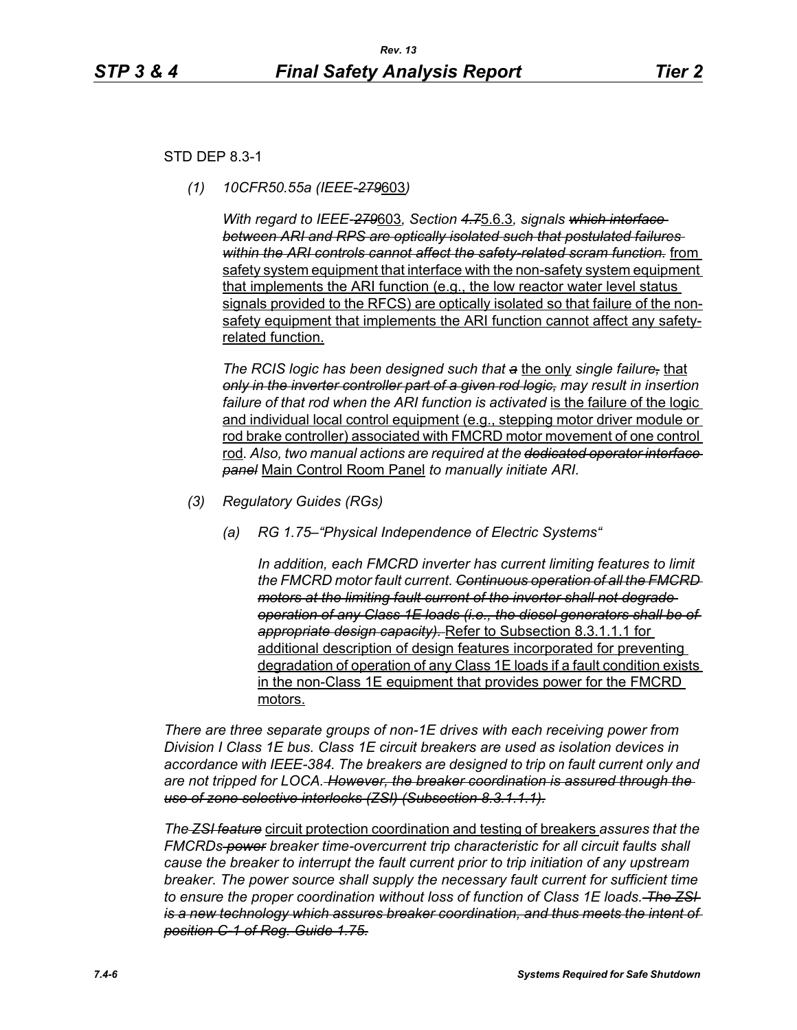STD DEP 8.3-1

*(1) 10CFR50.55a (IEEE-~~279~~603)*

*With regard to IEEE-~~279~~603, Section ~~4.7~~5.6.3, signals ~~which interface between ARI and RPS are optically isolated such that postulated failures within the ARI controls cannot affect the safety-related scram function.~~* from safety system equipment that interface with the non-safety system equipment that implements the ARI function (e.g., the low reactor water level status signals provided to the RFCS) are optically isolated so that failure of the non-safety equipment that implements the ARI function cannot affect any safety-related function.

*The RCIS logic has been designed such that ~~a~~* the only *single failure~~,~~* that *~~only in the inverter controller part of a given rod logic,~~ may result in insertion failure of that rod when the ARI function is activated* is the failure of the logic and individual local control equipment (e.g., stepping motor driver module or rod brake controller) associated with FMCRD motor movement of one control rod*. Also, two manual actions are required at the ~~dedicated operator interface panel~~* Main Control Room Panel *to manually initiate ARI.*

*(3) Regulatory Guides (RGs)*

*(a) RG 1.75–"Physical Independence of Electric Systems"*

*In addition, each FMCRD inverter has current limiting features to limit the FMCRD motor fault current. ~~Continuous operation of all the FMCRD motors at the limiting fault current of the inverter shall not degrade operation of any Class 1E loads (i.e., the diesel generators shall be of appropriate design capacity).~~* Refer to Subsection 8.3.1.1.1 for additional description of design features incorporated for preventing degradation of operation of any Class 1E loads if a fault condition exists in the non-Class 1E equipment that provides power for the FMCRD motors.

*There are three separate groups of non-1E drives with each receiving power from Division I Class 1E bus. Class 1E circuit breakers are used as isolation devices in accordance with IEEE-384. The breakers are designed to trip on fault current only and are not tripped for LOCA. ~~However, the breaker coordination is assured through the use of zone selective interlocks (ZSI) (Subsection 8.3.1.1.1).~~*

*The ~~ZSI feature~~* circuit protection coordination and testing of breakers *assures that the FMCRDs ~~power~~ breaker time-overcurrent trip characteristic for all circuit faults shall cause the breaker to interrupt the fault current prior to trip initiation of any upstream breaker. The power source shall supply the necessary fault current for sufficient time to ensure the proper coordination without loss of function of Class 1E loads. ~~The ZSI is a new technology which assures breaker coordination, and thus meets the intent of position C-1 of Reg. Guide 1.75.~~*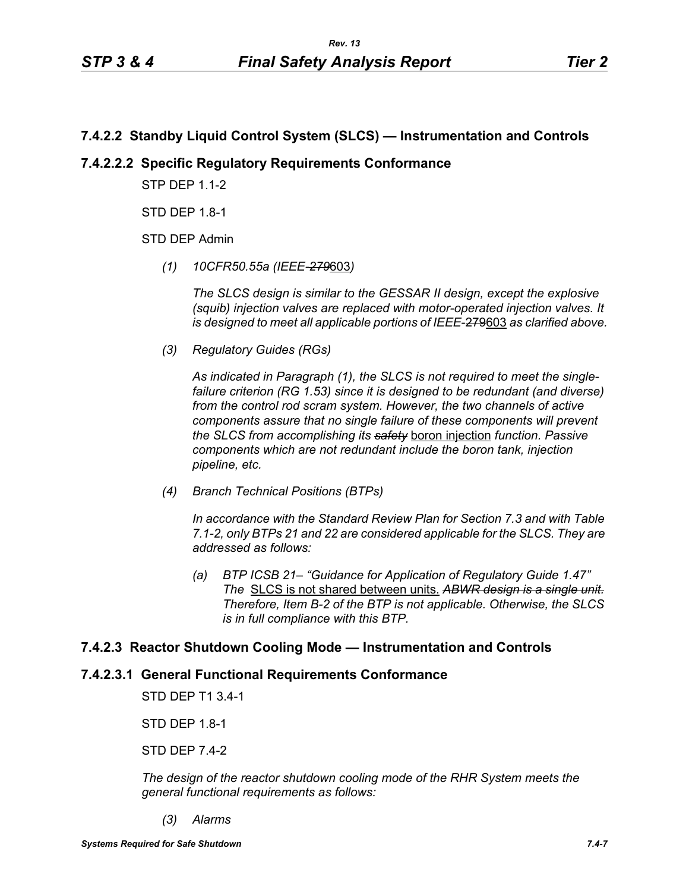### 7.4.2.2 Standby Liquid Control System (SLCS) — Instrumentation and Controls

#### 7.4.2.2.2 Specific Regulatory Requirements Conformance

STP DEP 1.1-2

STD DEP 1.8-1

STD DEP Admin

*(1) 10CFR50.55a (IEEE-~~279~~603)*

*The SLCS design is similar to the GESSAR II design, except the explosive (squib) injection valves are replaced with motor-operated injection valves. It is designed to meet all applicable portions of IEEE-*~~279~~603 *as clarified above.*

*(3) Regulatory Guides (RGs)*

*As indicated in Paragraph (1), the SLCS is not required to meet the single-failure criterion (RG 1.53) since it is designed to be redundant (and diverse) from the control rod scram system. However, the two channels of active components assure that no single failure of these components will prevent the SLCS from accomplishing its ~~safety~~* boron injection *function. Passive components which are not redundant include the boron tank, injection pipeline, etc.*

*(4) Branch Technical Positions (BTPs)*

*In accordance with the Standard Review Plan for Section 7.3 and with Table 7.1-2, only BTPs 21 and 22 are considered applicable for the SLCS. They are addressed as follows:*

*(a) BTP ICSB 21– "Guidance for Application of Regulatory Guide 1.47" The* SLCS is not shared between units. *~~ABWR design is a single unit.~~ Therefore, Item B-2 of the BTP is not applicable. Otherwise, the SLCS is in full compliance with this BTP.*

### 7.4.2.3 Reactor Shutdown Cooling Mode — Instrumentation and Controls

#### 7.4.2.3.1 General Functional Requirements Conformance

STD DEP T1 3.4-1

STD DEP 1.8-1

STD DEP 7.4-2

*The design of the reactor shutdown cooling mode of the RHR System meets the general functional requirements as follows:*

*(3) Alarms*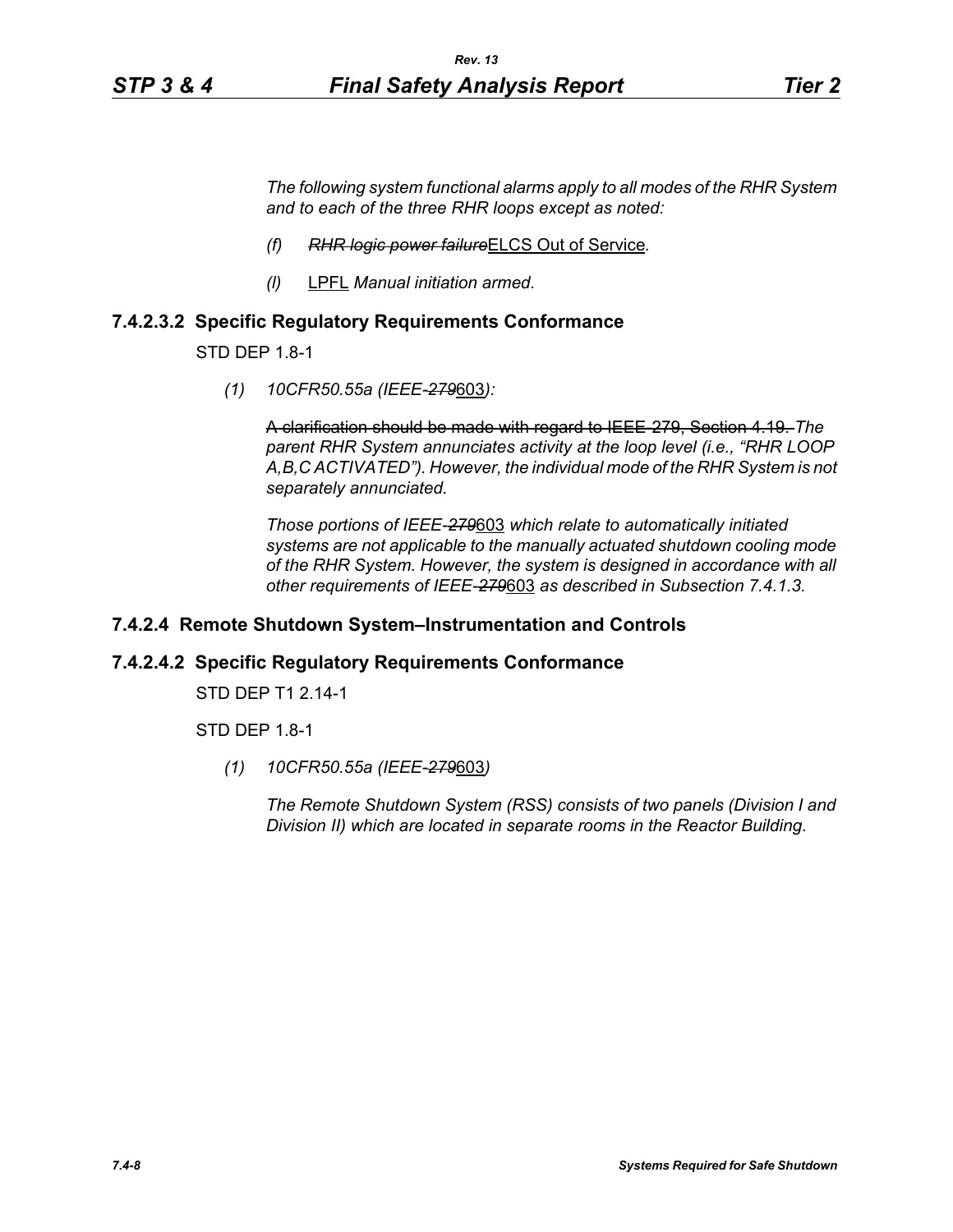*The following system functional alarms apply to all modes of the RHR System and to each of the three RHR loops except as noted:*

- *(f)* ~~*RHR logic power failure*~~ELCS Out of Service*.*
- *(l)* LPFL *Manual initiation armed.*

### 7.4.2.3.2 Specific Regulatory Requirements Conformance

STD DEP 1.8-1

*(1) 10CFR50.55a (IEEE-~~279~~*603*):*

~~A clarification should be made with regard to IEEE-279, Section 4.19.~~ *The parent RHR System annunciates activity at the loop level (i.e., "RHR LOOP A,B,C ACTIVATED"). However, the individual mode of the RHR System is not separately annunciated.*

*Those portions of IEEE-~~279~~*603 *which relate to automatically initiated systems are not applicable to the manually actuated shutdown cooling mode of the RHR System. However, the system is designed in accordance with all other requirements of IEEE-~~279~~*603 *as described in Subsection 7.4.1.3.*

### 7.4.2.4 Remote Shutdown System–Instrumentation and Controls

### 7.4.2.4.2 Specific Regulatory Requirements Conformance

STD DEP T1 2.14-1

STD DEP 1.8-1

*(1) 10CFR50.55a (IEEE-~~279~~*603*)*

*The Remote Shutdown System (RSS) consists of two panels (Division I and Division II) which are located in separate rooms in the Reactor Building.*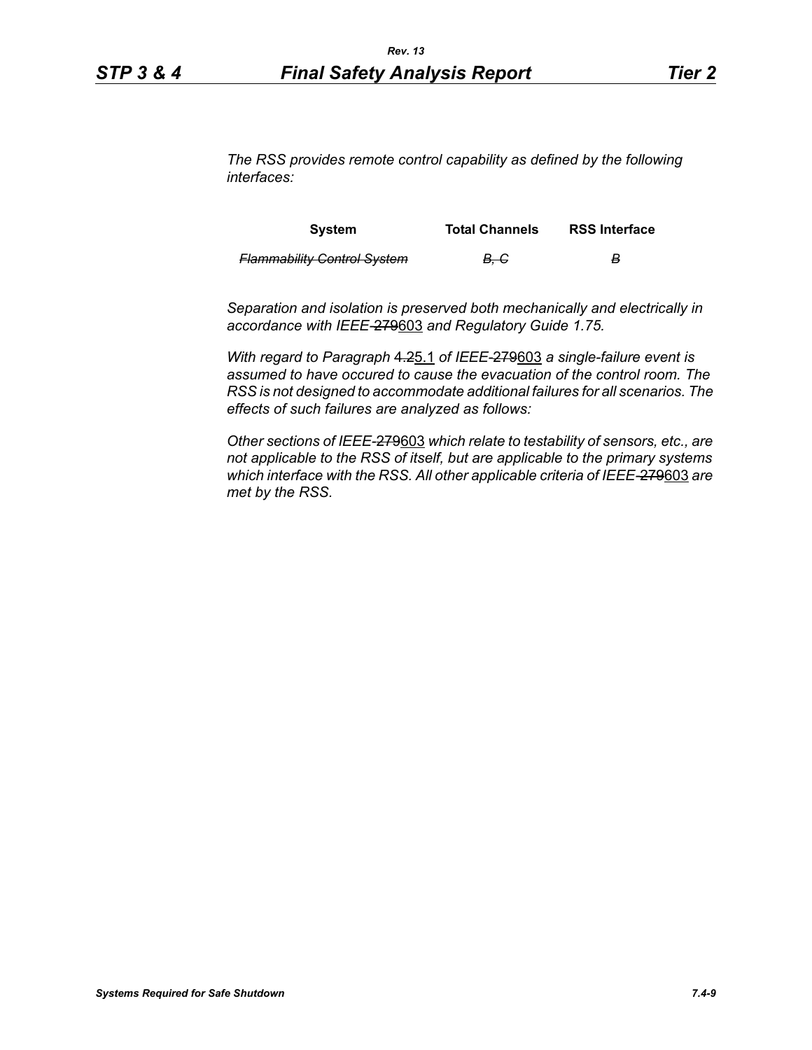*The RSS provides remote control capability as defined by the following interfaces:*

| System | Total Channels | RSS Interface |
|---|---|---|
| ~~*Flammability Control System*~~ | ~~*B, C*~~ | ~~*B*~~ |

*Separation and isolation is preserved both mechanically and electrically in accordance with IEEE-~~279~~603 and Regulatory Guide 1.75.*

*With regard to Paragraph ~~4.2~~5.1 of IEEE-~~279~~603 a single-failure event is assumed to have occured to cause the evacuation of the control room. The RSS is not designed to accommodate additional failures for all scenarios. The effects of such failures are analyzed as follows:*

*Other sections of IEEE-~~279~~603 which relate to testability of sensors, etc., are not applicable to the RSS of itself, but are applicable to the primary systems which interface with the RSS. All other applicable criteria of IEEE-~~279~~603 are met by the RSS.*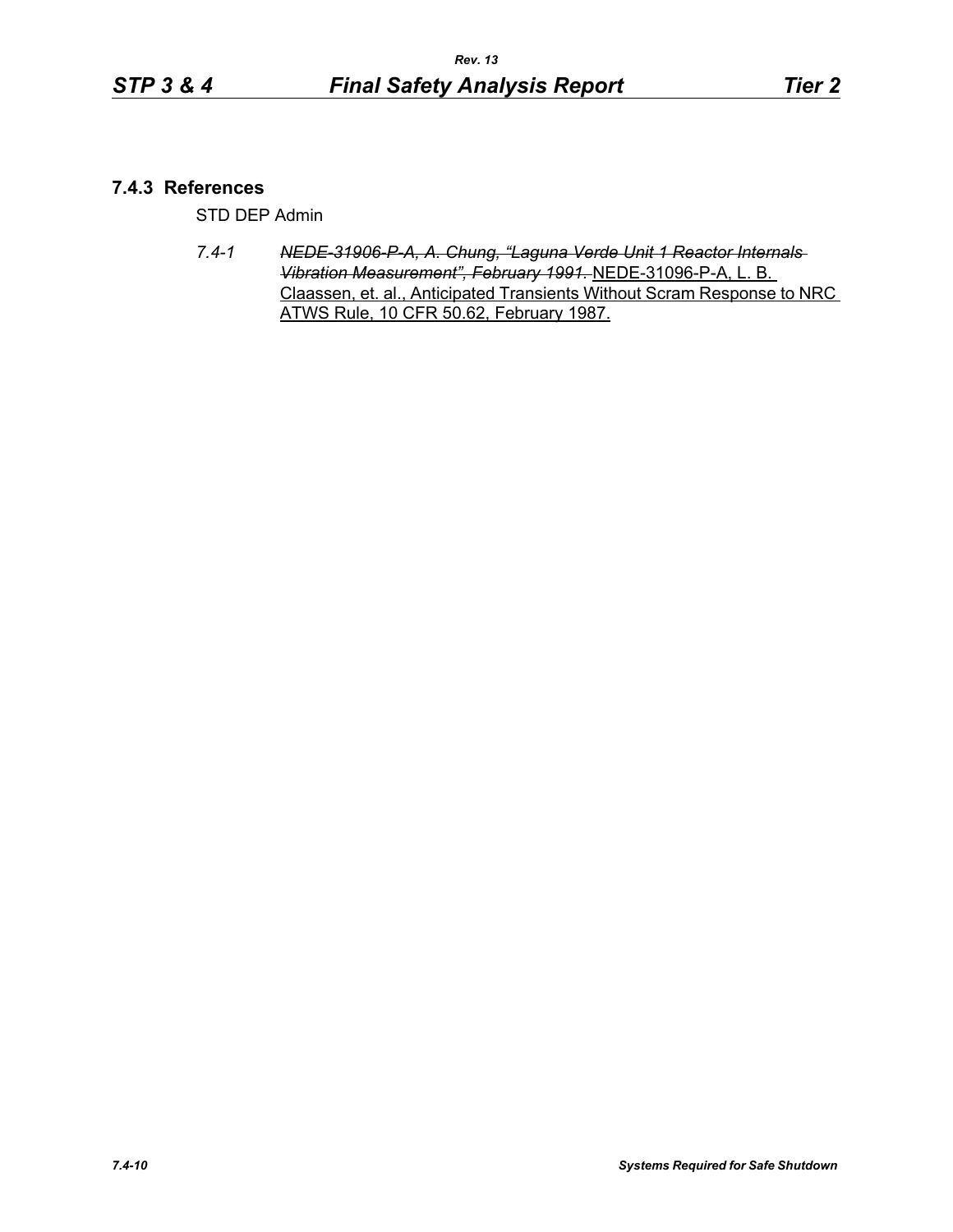### 7.4.3 References

STD DEP Admin

7.4-1 ~~*NEDE-31906-P-A, A. Chung, "Laguna Verde Unit 1 Reactor Internals Vibration Measurement", February 1991.*~~ <u>NEDE-31096-P-A, L. B. Claassen, et. al., Anticipated Transients Without Scram Response to NRC ATWS Rule, 10 CFR 50.62, February 1987.</u>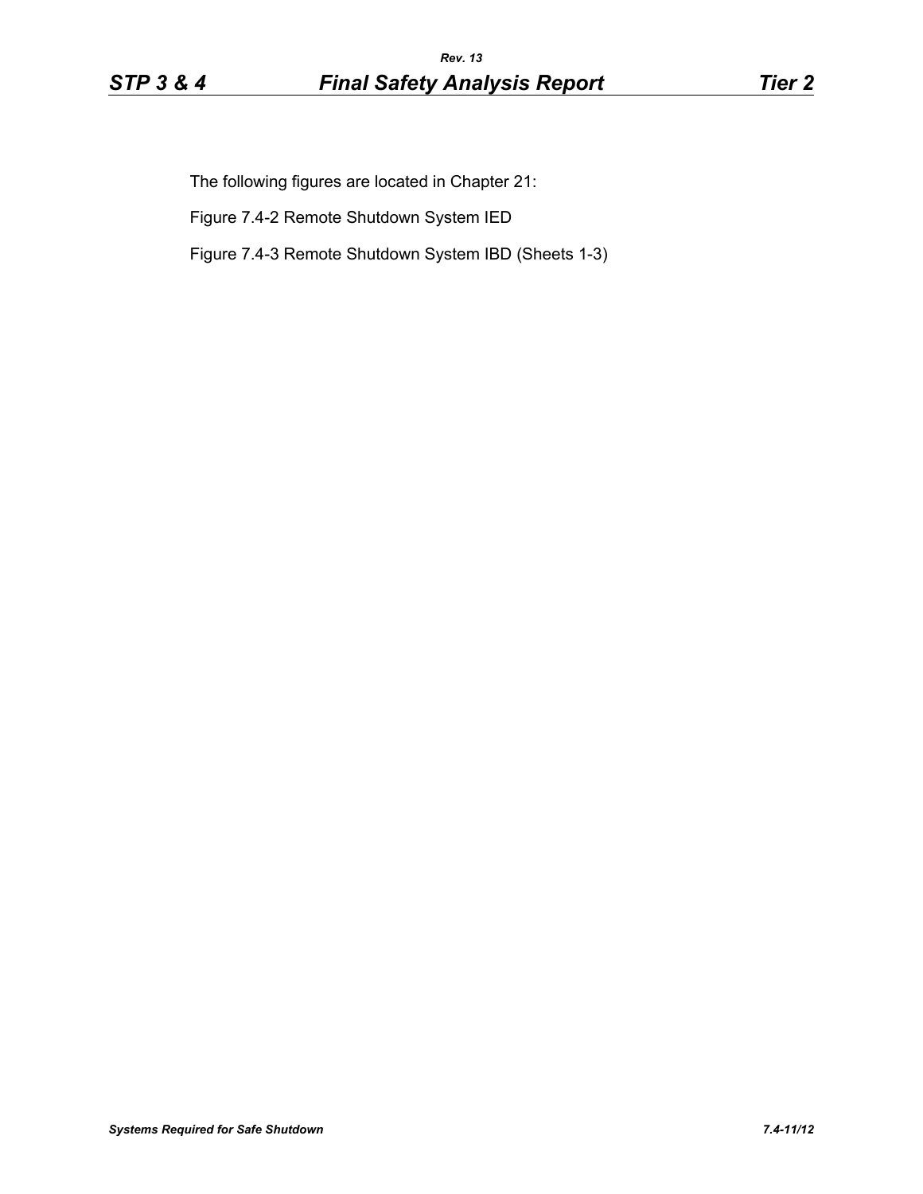The following figures are located in Chapter 21:

Figure 7.4-2 Remote Shutdown System IED

Figure 7.4-3 Remote Shutdown System IBD (Sheets 1-3)